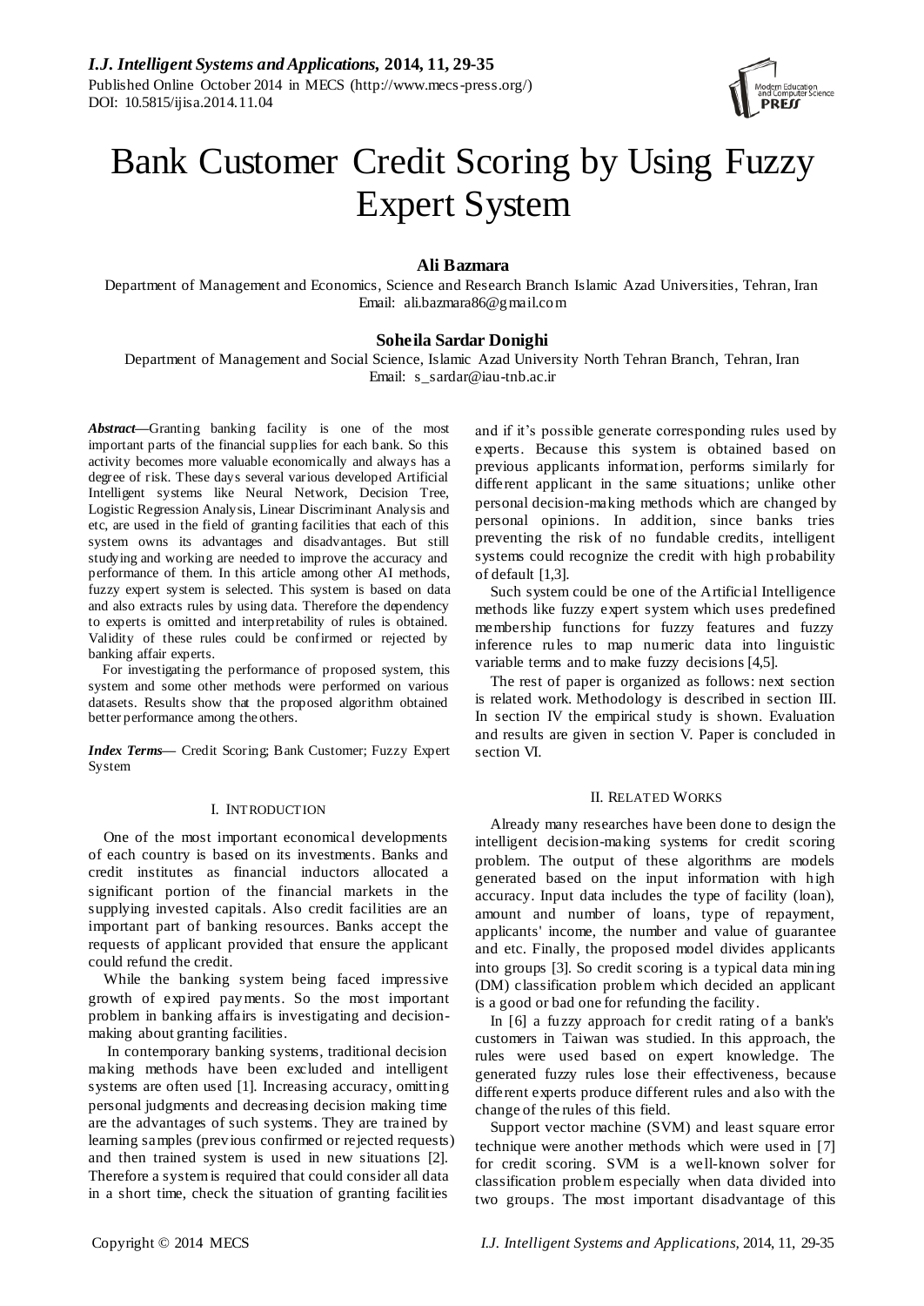// Page 1 of 7 (document e7360ea20cb7); journal header, DOI line and footer omitted as running metadata.
# Bank Customer Credit Scoring by Using Fuzzy Expert System

**Ali Bazmara**

Department of Management and Economics, Science and Research Branch Islamic Azad Universities, Tehran, Iran
Email: ali.bazmara86@gmail.com

**Soheila Sardar Donighi**

Department of Management and Social Science, Islamic Azad University North Tehran Branch, Tehran, Iran
Email: s_sardar@iau-tnb.ac.ir

***Abstract*****—**Granting banking facility is one of the most important parts of the financial supplies for each bank. So this activity becomes more valuable economically and always has a degree of risk. These days several various developed Artificial Intelligent systems like Neural Network, Decision Tree, Logistic Regression Analysis, Linear Discriminant Analysis and etc, are used in the field of granting facilities that each of this system owns its advantages and disadvantages. But still studying and working are needed to improve the accuracy and performance of them. In this article among other AI methods, fuzzy expert system is selected. This system is based on data and also extracts rules by using data. Therefore the dependency to experts is omitted and interpretability of rules is obtained. Validity of these rules could be confirmed or rejected by banking affair experts.

For investigating the performance of proposed system, this system and some other methods were performed on various datasets. Results show that the proposed algorithm obtained better performance among the others.

***Index Terms*****—** Credit Scoring; Bank Customer; Fuzzy Expert System

## I. INTRODUCTION

One of the most important economical developments of each country is based on its investments. Banks and credit institutes as financial inductors allocated a significant portion of the financial markets in the supplying invested capitals. Also credit facilities are an important part of banking resources. Banks accept the requests of applicant provided that ensure the applicant could refund the credit.

While the banking system being faced impressive growth of expired payments. So the most important problem in banking affairs is investigating and decision-making about granting facilities.

In contemporary banking systems, traditional decision making methods have been excluded and intelligent systems are often used [1]. Increasing accuracy, omitting personal judgments and decreasing decision making time are the advantages of such systems. They are trained by learning samples (previous confirmed or rejected requests) and then trained system is used in new situations [2]. Therefore a system is required that could consider all data in a short time, check the situation of granting facilities and if it's possible generate corresponding rules used by experts. Because this system is obtained based on previous applicants information, performs similarly for different applicant in the same situations; unlike other personal decision-making methods which are changed by personal opinions. In addition, since banks tries preventing the risk of no fundable credits, intelligent systems could recognize the credit with high probability of default [1,3].

Such system could be one of the Artificial Intelligence methods like fuzzy expert system which uses predefined membership functions for fuzzy features and fuzzy inference rules to map numeric data into linguistic variable terms and to make fuzzy decisions [4,5].

The rest of paper is organized as follows: next section is related work. Methodology is described in section III. In section IV the empirical study is shown. Evaluation and results are given in section V. Paper is concluded in section VI.

## II. RELATED WORKS

Already many researches have been done to design the intelligent decision-making systems for credit scoring problem. The output of these algorithms are models generated based on the input information with high accuracy. Input data includes the type of facility (loan), amount and number of loans, type of repayment, applicants' income, the number and value of guarantee and etc. Finally, the proposed model divides applicants into groups [3]. So credit scoring is a typical data mining (DM) classification problem which decided an applicant is a good or bad one for refunding the facility.

In [6] a fuzzy approach for credit rating of a bank's customers in Taiwan was studied. In this approach, the rules were used based on expert knowledge. The generated fuzzy rules lose their effectiveness, because different experts produce different rules and also with the change of the rules of this field.

Support vector machine (SVM) and least square error technique were another methods which were used in [7] for credit scoring. SVM is a well-known solver for classification problem especially when data divided into two groups. The most important disadvantage of this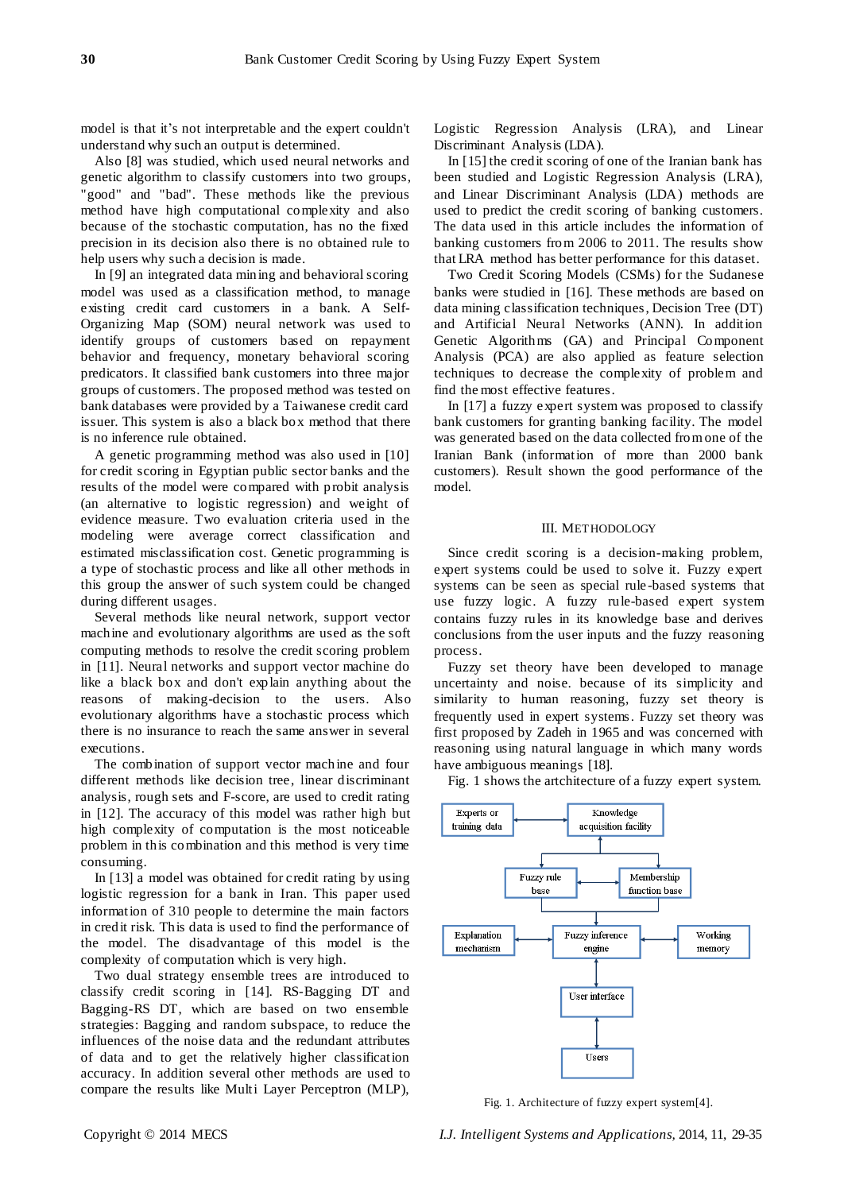model is that it's not interpretable and the expert couldn't understand why such an output is determined.

Also [8] was studied, which used neural networks and genetic algorithm to classify customers into two groups, "good" and "bad". These methods like the previous method have high computational complexity and also because of the stochastic computation, has no the fixed precision in its decision also there is no obtained rule to help users why such a decision is made.

In [9] an integrated data mining and behavioral scoring model was used as a classification method, to manage existing credit card customers in a bank. A Self-Organizing Map (SOM) neural network was used to identify groups of customers based on repayment behavior and frequency, monetary behavioral scoring predicators. It classified bank customers into three major groups of customers. The proposed method was tested on bank databases were provided by a Taiwanese credit card issuer. This system is also a black box method that there is no inference rule obtained.

A genetic programming method was also used in [10] for credit scoring in Egyptian public sector banks and the results of the model were compared with probit analysis (an alternative to logistic regression) and weight of evidence measure. Two evaluation criteria used in the modeling were average correct classification and estimated misclassification cost. Genetic programming is a type of stochastic process and like all other methods in this group the answer of such system could be changed during different usages.

Several methods like neural network, support vector machine and evolutionary algorithms are used as the soft computing methods to resolve the credit scoring problem in [11]. Neural networks and support vector machine do like a black box and don't explain anything about the reasons of making-decision to the users. Also evolutionary algorithms have a stochastic process which there is no insurance to reach the same answer in several executions.

The combination of support vector machine and four different methods like decision tree, linear discriminant analysis, rough sets and F-score, are used to credit rating in [12]. The accuracy of this model was rather high but high complexity of computation is the most noticeable problem in this combination and this method is very time consuming.

In [13] a model was obtained for credit rating by using logistic regression for a bank in Iran. This paper used information of 310 people to determine the main factors in credit risk. This data is used to find the performance of the model. The disadvantage of this model is the complexity of computation which is very high.

Two dual strategy ensemble trees are introduced to classify credit scoring in [14]. RS-Bagging DT and Bagging-RS DT, which are based on two ensemble strategies: Bagging and random subspace, to reduce the influences of the noise data and the redundant attributes of data and to get the relatively higher classification accuracy. In addition several other methods are used to compare the results like Multi Layer Perceptron (MLP), Logistic Regression Analysis (LRA), and Linear Discriminant Analysis (LDA).

In [15] the credit scoring of one of the Iranian bank has been studied and Logistic Regression Analysis (LRA), and Linear Discriminant Analysis (LDA) methods are used to predict the credit scoring of banking customers. The data used in this article includes the information of banking customers from 2006 to 2011. The results show that LRA method has better performance for this dataset.

Two Credit Scoring Models (CSMs) for the Sudanese banks were studied in [16]. These methods are based on data mining classification techniques, Decision Tree (DT) and Artificial Neural Networks (ANN). In addition Genetic Algorithms (GA) and Principal Component Analysis (PCA) are also applied as feature selection techniques to decrease the complexity of problem and find the most effective features.

In [17] a fuzzy expert system was proposed to classify bank customers for granting banking facility. The model was generated based on the data collected from one of the Iranian Bank (information of more than 2000 bank customers). Result shown the good performance of the model.

## III. METHODOLOGY

Since credit scoring is a decision-making problem, expert systems could be used to solve it. Fuzzy expert systems can be seen as special rule-based systems that use fuzzy logic. A fuzzy rule-based expert system contains fuzzy rules in its knowledge base and derives conclusions from the user inputs and the fuzzy reasoning process.

Fuzzy set theory have been developed to manage uncertainty and noise. because of its simplicity and similarity to human reasoning, fuzzy set theory is frequently used in expert systems. Fuzzy set theory was first proposed by Zadeh in 1965 and was concerned with reasoning using natural language in which many words have ambiguous meanings [18].

Fig. 1 shows the artchitecture of a fuzzy expert system.

Experts or training data → Knowledge acquisition facility → Fuzzy rule base / Membership function base → Fuzzy inference engine (with Explanation mechanism, Working memory) → User interface → Users

Fig. 1. Architecture of fuzzy expert system[4].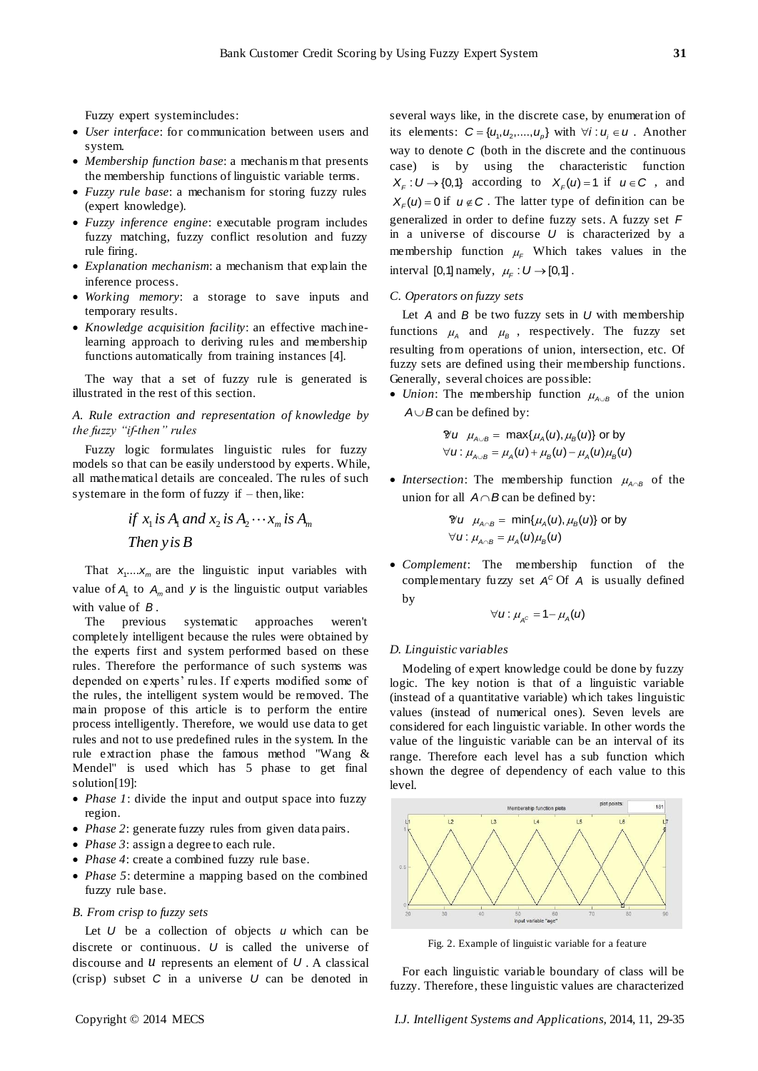Fuzzy expert system includes:

- *User interface*: for communication between users and system.
- *Membership function base*: a mechanism that presents the membership functions of linguistic variable terms.
- *Fuzzy rule base*: a mechanism for storing fuzzy rules (expert knowledge).
- *Fuzzy inference engine*: executable program includes fuzzy matching, fuzzy conflict resolution and fuzzy rule firing.
- *Explanation mechanism*: a mechanism that explain the inference process.
- *Working memory*: a storage to save inputs and temporary results.
- *Knowledge acquisition facility*: an effective machine-learning approach to deriving rules and membership functions automatically from training instances [4].

The way that a set of fuzzy rule is generated is illustrated in the rest of this section.

### A. Rule extraction and representation of knowledge by the fuzzy "if-then" rules

Fuzzy logic formulates linguistic rules for fuzzy models so that can be easily understood by experts. While, all mathematical details are concealed. The rules of such system are in the form of fuzzy if – then, like:

$$\begin{aligned} &if\ x_1\ is\ A_1\ and\ x_2\ is\ A_2 \cdots x_m\ is\ A_m \\ &Then\ y\ is\ B \end{aligned}$$

That $x_1....x_m$ are the linguistic input variables with value of $A_1$ to $A_m$ and $y$ is the linguistic output variables with value of $B$.

The previous systematic approaches weren't completely intelligent because the rules were obtained by the experts first and system performed based on these rules. Therefore the performance of such systems was depended on experts' rules. If experts modified some of the rules, the intelligent system would be removed. The main propose of this article is to perform the entire process intelligently. Therefore, we would use data to get rules and not to use predefined rules in the system. In the rule extraction phase the famous method "Wang & Mendel" is used which has 5 phase to get final solution[19]:

- *Phase 1*: divide the input and output space into fuzzy region.
- *Phase 2*: generate fuzzy rules from given data pairs.
- *Phase 3*: assign a degree to each rule.
- *Phase 4*: create a combined fuzzy rule base.
- *Phase 5*: determine a mapping based on the combined fuzzy rule base.

### B. From crisp to fuzzy sets

Let $U$ be a collection of objects $u$ which can be discrete or continuous. $U$ is called the universe of discourse and $u$ represents an element of $U$. A classical (crisp) subset $C$ in a universe $U$ can be denoted in several ways like, in the discrete case, by enumeration of its elements: $C = \{u_1, u_2, ...., u_p\}$ with $\forall i : u_i \in u$. Another way to denote $C$ (both in the discrete and the continuous case) is by using the characteristic function $X_F : U \to \{0,1\}$ according to $X_F(u) = 1$ if $u \in C$, and $X_F(u) = 0$ if $u \notin C$. The latter type of definition can be generalized in order to define fuzzy sets. A fuzzy set $F$ in a universe of discourse $U$ is characterized by a membership function $\mu_F$ Which takes values in the interval $[0,1]$ namely, $\mu_F : U \to [0,1]$.

### C. Operators on fuzzy sets

Let $A$ and $B$ be two fuzzy sets in $U$ with membership functions $\mu_A$ and $\mu_B$, respectively. The fuzzy set resulting from operations of union, intersection, etc. Of fuzzy sets are defined using their membership functions. Generally, several choices are possible:

- *Union*: The membership function $\mu_{A\cup B}$ of the union $A \cup B$ can be defined by:

$$\forall u \quad \mu_{A\cup B} = \max\{\mu_A(u), \mu_B(u)\} \text{ or by}$$
$$\forall u : \mu_{A\cup B} = \mu_A(u) + \mu_B(u) - \mu_A(u)\mu_B(u)$$

- *Intersection*: The membership function $\mu_{A\cap B}$ of the union for all $A \cap B$ can be defined by:

$$\forall u \quad \mu_{A\cap B} = \min\{\mu_A(u), \mu_B(u)\} \text{ or by}$$
$$\forall u : \mu_{A\cap B} = \mu_A(u)\mu_B(u)$$

- *Complement*: The membership function of the complementary fuzzy set $A^c$ Of $A$ is usually defined by

$$\forall u : \mu_{A^c} = 1 - \mu_A(u)$$

### D. Linguistic variables

Modeling of expert knowledge could be done by fuzzy logic. The key notion is that of a linguistic variable (instead of a quantitative variable) which takes linguistic values (instead of numerical ones). Seven levels are considered for each linguistic variable. In other words the value of the linguistic variable can be an interval of its range. Therefore each level has a sub function which shown the degree of dependency of each value to this level.

Fig. 2. Example of linguistic variable for a feature

For each linguistic variable boundary of class will be fuzzy. Therefore, these linguistic values are characterized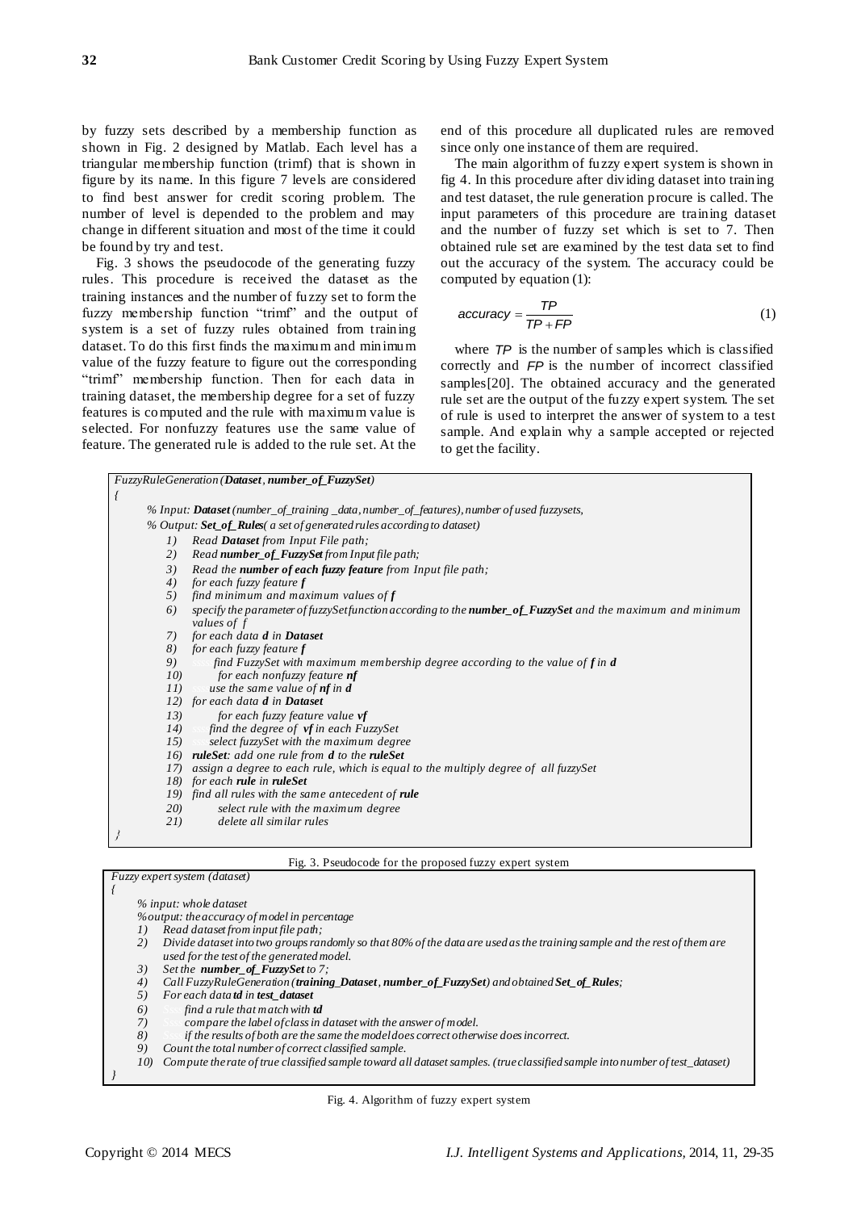by fuzzy sets described by a membership function as shown in Fig. 2 designed by Matlab. Each level has a triangular membership function (trimf) that is shown in figure by its name. In this figure 7 levels are considered to find best answer for credit scoring problem. The number of level is depended to the problem and may change in different situation and most of the time it could be found by try and test.

Fig. 3 shows the pseudocode of the generating fuzzy rules. This procedure is received the dataset as the training instances and the number of fuzzy set to form the fuzzy membership function "trimf" and the output of system is a set of fuzzy rules obtained from training dataset. To do this first finds the maximum and minimum value of the fuzzy feature to figure out the corresponding "trimf" membership function. Then for each data in training dataset, the membership degree for a set of fuzzy features is computed and the rule with maximum value is selected. For nonfuzzy features use the same value of feature. The generated rule is added to the rule set. At the end of this procedure all duplicated rules are removed since only one instance of them are required.

The main algorithm of fuzzy expert system is shown in fig 4. In this procedure after dividing dataset into training and test dataset, the rule generation procure is called. The input parameters of this procedure are training dataset and the number of fuzzy set which is set to 7. Then obtained rule set are examined by the test data set to find out the accuracy of the system. The accuracy could be computed by equation (1):

$$accuracy = \frac{TP}{TP + FP} \tag{1}$$

where $TP$ is the number of samples which is classified correctly and $FP$ is the number of incorrect classified samples[20]. The obtained accuracy and the generated rule set are the output of the fuzzy expert system. The set of rule is used to interpret the answer of system to a test sample. And explain why a sample accepted or rejected to get the facility.

```
FuzzyRuleGeneration (Dataset, number_of_FuzzySet)
{
    % Input: Dataset (number_of_training _data, number_of_features), number of used fuzzysets,
    % Output: Set_of_Rules( a set of generated rules according to dataset)
    1)  Read Dataset from Input File path;
    2)  Read number_of_FuzzySet from Input file path;
    3)  Read the number of each fuzzy feature from Input file path;
    4)  for each fuzzy feature f
    5)  find minimum and maximum values of f
    6)  specify the parameter of fuzzySet function according to the number_of_FuzzySet and the maximum and minimum
        values of f
    7)  for each data d in Dataset
    8)  for each fuzzy feature f
    9)      find FuzzySet with maximum membership degree according to the value of f in d
    10)         for each nonfuzzy feature nf
    11)     use the same value of nf in d
    12) for each data d in Dataset
    13)         for each fuzzy feature value vf
    14)     find the degree of vf in each FuzzySet
    15)     select fuzzySet with the maximum degree
    16) ruleSet: add one rule from d to the ruleSet
    17) assign a degree to each rule, which is equal to the multiply degree of all fuzzySet
    18) for each rule in ruleSet
    19) find all rules with the same antecedent of rule
    20)         select rule with the maximum degree
    21)         delete all similar rules
}
```

Fig. 3. Pseudocode for the proposed fuzzy expert system

```
Fuzzy expert system (dataset)
{
    % input: whole dataset
    %output: the accuracy of model in percentage
    1)  Read dataset from input file path;
    2)  Divide dataset into two groups randomly so that 80% of the data are used as the training sample and the rest of them are
        used for the test of the generated model.
    3)  Set the number_of_FuzzySet to 7;
    4)  Call FuzzyRuleGeneration (training_Dataset, number_of_FuzzySet) and obtained Set_of_Rules;
    5)  For each data td in test_dataset
    6)      find a rule that match with td
    7)      compare the label of class in dataset with the answer of model.
    8)      if the results of both are the same the model does correct otherwise does incorrect.
    9)  Count the total number of correct classified sample.
    10) Compute the rate of true classified sample toward all dataset samples. (true classified sample into number of test_dataset)
}
```

Fig. 4. Algorithm of fuzzy expert system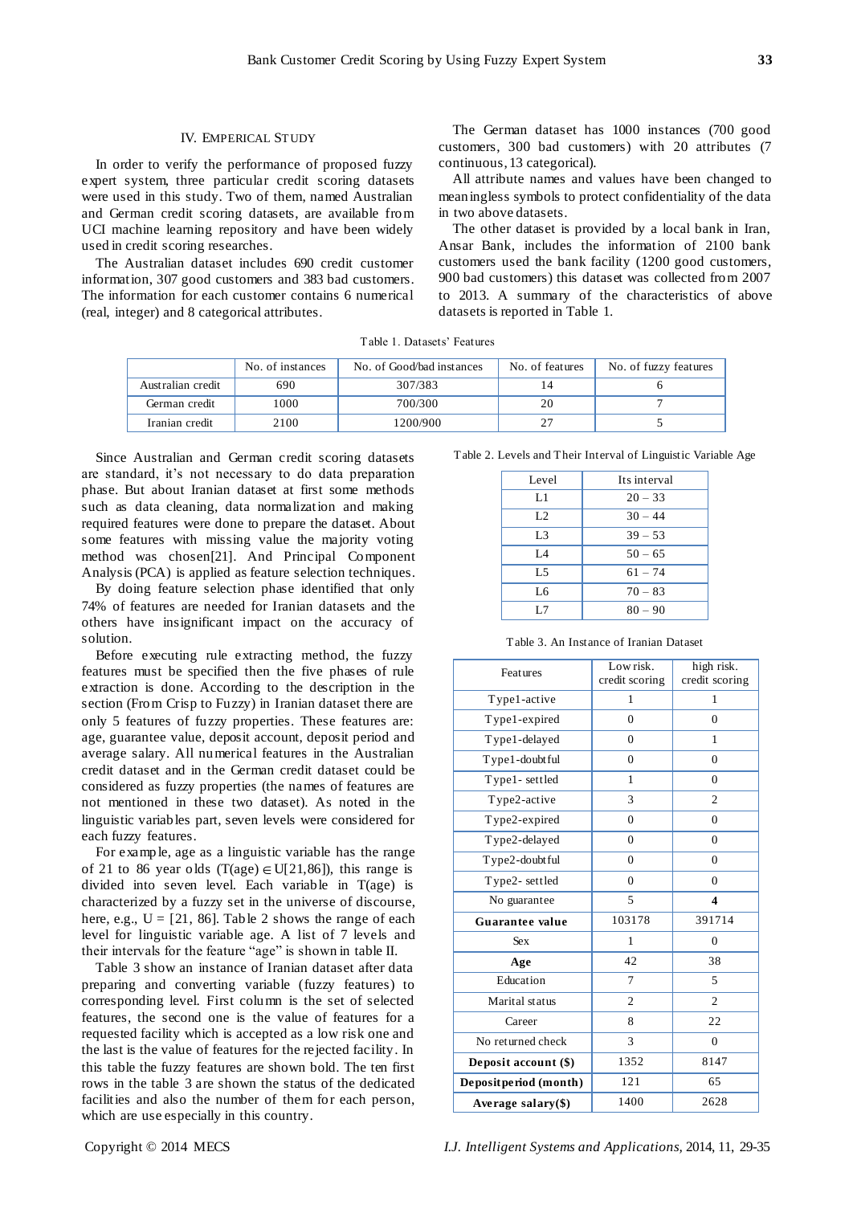## IV. EMPERICAL STUDY

In order to verify the performance of proposed fuzzy expert system, three particular credit scoring datasets were used in this study. Two of them, named Australian and German credit scoring datasets, are available from UCI machine learning repository and have been widely used in credit scoring researches.

The Australian dataset includes 690 credit customer information, 307 good customers and 383 bad customers. The information for each customer contains 6 numerical (real, integer) and 8 categorical attributes.

The German dataset has 1000 instances (700 good customers, 300 bad customers) with 20 attributes (7 continuous, 13 categorical).

All attribute names and values have been changed to meaningless symbols to protect confidentiality of the data in two above datasets.

The other dataset is provided by a local bank in Iran, Ansar Bank, includes the information of 2100 bank customers used the bank facility (1200 good customers, 900 bad customers) this dataset was collected from 2007 to 2013. A summary of the characteristics of above datasets is reported in Table 1.

Table 1. Datasets' Features

| | No. of instances | No. of Good/bad instances | No. of features | No. of fuzzy features |
|---|---|---|---|---|
| Australian credit | 690 | 307/383 | 14 | 6 |
| German credit | 1000 | 700/300 | 20 | 7 |
| Iranian credit | 2100 | 1200/900 | 27 | 5 |

Since Australian and German credit scoring datasets are standard, it's not necessary to do data preparation phase. But about Iranian dataset at first some methods such as data cleaning, data normalization and making required features were done to prepare the dataset. About some features with missing value the majority voting method was chosen[21]. And Principal Component Analysis (PCA) is applied as feature selection techniques.

By doing feature selection phase identified that only 74% of features are needed for Iranian datasets and the others have insignificant impact on the accuracy of solution.

Before executing rule extracting method, the fuzzy features must be specified then the five phases of rule extraction is done. According to the description in the section (From Crisp to Fuzzy) in Iranian dataset there are only 5 features of fuzzy properties. These features are: age, guarantee value, deposit account, deposit period and average salary. All numerical features in the Australian credit dataset and in the German credit dataset could be considered as fuzzy properties (the names of features are not mentioned in these two dataset). As noted in the linguistic variables part, seven levels were considered for each fuzzy features.

For example, age as a linguistic variable has the range of 21 to 86 year olds ($T(age) \in U[21,86]$), this range is divided into seven level. Each variable in T(age) is characterized by a fuzzy set in the universe of discourse, here, e.g., U = [21, 86]. Table 2 shows the range of each level for linguistic variable age. A list of 7 levels and their intervals for the feature "age" is shown in table II.

Table 2. Levels and Their Interval of Linguistic Variable Age

| Level | Its interval |
|---|---|
| L1 | 20 – 33 |
| L2 | 30 – 44 |
| L3 | 39 – 53 |
| L4 | 50 – 65 |
| L5 | 61 – 74 |
| L6 | 70 – 83 |
| L7 | 80 – 90 |

Table 3 show an instance of Iranian dataset after data preparing and converting variable (fuzzy features) to corresponding level. First column is the set of selected features, the second one is the value of features for a requested facility which is accepted as a low risk one and the last is the value of features for the rejected facility. In this table the fuzzy features are shown bold. The ten first rows in the table 3 are shown the status of the dedicated facilities and also the number of them for each person, which are use especially in this country.

Table 3. An Instance of Iranian Dataset

| Features | Low risk. credit scoring | high risk. credit scoring |
|---|---|---|
| Type1-active | 1 | 1 |
| Type1-expired | 0 | 0 |
| Type1-delayed | 0 | 1 |
| Type1-doubtful | 0 | 0 |
| Type1- settled | 1 | 0 |
| Type2-active | 3 | 2 |
| Type2-expired | 0 | 0 |
| Type2-delayed | 0 | 0 |
| Type2-doubtful | 0 | 0 |
| Type2- settled | 0 | 0 |
| No guarantee | 5 | **4** |
| **Guarantee value** | 103178 | 391714 |
| Sex | 1 | 0 |
| **Age** | 42 | 38 |
| Education | 7 | 5 |
| Marital status | 2 | 2 |
| Career | 8 | 22 |
| No returned check | 3 | 0 |
| **Deposit account ($)** | 1352 | 8147 |
| **Deposit period (month)** | 121 | 65 |
| **Average salary($)** | 1400 | 2628 |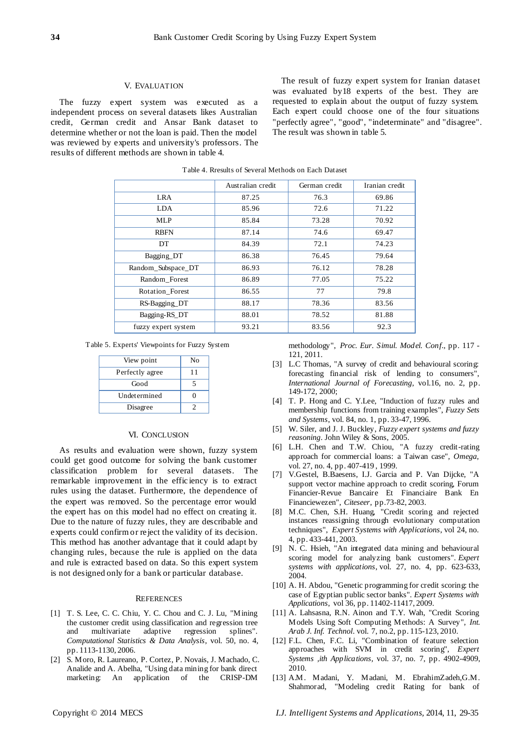## V. Evaluation

The fuzzy expert system was executed as a independent process on several datasets likes Australian credit, German credit and Ansar Bank dataset to determine whether or not the loan is paid. Then the model was reviewed by experts and university's professors. The results of different methods are shown in table 4.

The result of fuzzy expert system for Iranian dataset was evaluated by18 experts of the best. They are requested to explain about the output of fuzzy system. Each expert could choose one of the four situations "perfectly agree", "good", "indeterminate" and "disagree". The result was shown in table 5.

Table 4. Rresults of Several Methods on Each Dataset

| | Australian credit | German credit | Iranian credit |
|---|---|---|---|
| LRA | 87.25 | 76.3 | 69.86 |
| LDA | 85.96 | 72.6 | 71.22 |
| MLP | 85.84 | 73.28 | 70.92 |
| RBFN | 87.14 | 74.6 | 69.47 |
| DT | 84.39 | 72.1 | 74.23 |
| Bagging_DT | 86.38 | 76.45 | 79.64 |
| Random_Subspace_DT | 86.93 | 76.12 | 78.28 |
| Random_Forest | 86.89 | 77.05 | 75.22 |
| Rotation_Forest | 86.55 | 77 | 79.8 |
| RS-Bagging_DT | 88.17 | 78.36 | 83.56 |
| Bagging-RS_DT | 88.01 | 78.52 | 81.88 |
| fuzzy expert system | 93.21 | 83.56 | 92.3 |

Table 5. Experts' Viewpoints for Fuzzy System

| View point | No |
|---|---|
| Perfectly agree | 11 |
| Good | 5 |
| Undetermined | 0 |
| Disagree | 2 |

## VI. Conclusion

As results and evaluation were shown, fuzzy system could get good outcome for solving the bank customer classification problem for several datasets. The remarkable improvement in the efficiency is to extract rules using the dataset. Furthermore, the dependence of the expert was removed. So the percentage error would the expert has on this model had no effect on creating it. Due to the nature of fuzzy rules, they are describable and experts could confirm or reject the validity of its decision. This method has another advantage that it could adapt by changing rules, because the rule is applied on the data and rule is extracted based on data. So this expert system is not designed only for a bank or particular database.

## References

[1] T. S. Lee, C. C. Chiu, Y. C. Chou and C. J. Lu, "Mining the customer credit using classification and regression tree and multivariate adaptive regression splines". *Computational Statistics & Data Analysis*, vol. 50, no. 4, pp. 1113-1130, 2006.

[2] S. Moro, R. Laureano, P. Cortez, P. Novais, J. Machado, C. Analide and A. Abelha, "Using data mining for bank direct marketing: An application of the CRISP-DM methodology", *Proc. Eur. Simul. Model. Conf.*, pp. 117 - 121, 2011.

[3] L.C Thomas, "A survey of credit and behavioural scoring: forecasting financial risk of lending to consumers", *International Journal of Forecasting*, vol.16, no. 2, pp. 149-172, 2000;

[4] T. P. Hong and C. Y.Lee, "Induction of fuzzy rules and membership functions from training examples", *Fuzzy Sets and Systems*, vol. 84, no. 1, pp. 33-47, 1996.

[5] W. Siler, and J. J. Buckley, *Fuzzy expert systems and fuzzy reasoning*. John Wiley & Sons, 2005.

[6] L.H. Chen and T.W. Chiou, "A fuzzy credit-rating approach for commercial loans: a Taiwan case", *Omega*, vol. 27, no. 4, pp. 407-419 , 1999.

[7] V.Gestel, B.Baesens, I.J. Garcia and P. Van Dijcke, "A support vector machine approach to credit scoring, Forum Financier-Revue Bancaire Et Financiaire Bank En Financiewezen", *Citeseer*, pp.73-82, 2003.

[8] M.C. Chen, S.H. Huang, "Credit scoring and rejected instances reassigning through evolutionary computation techniques", *Expert Systems with Applications*, vol 24, no. 4, pp. 433-441, 2003.

[9] N. C. Hsieh, "An integrated data mining and behavioural scoring model for analyzing bank customers". *Expert systems with applications*, vol. 27, no. 4, pp. 623-633, 2004.

[10] A. H. Abdou, "Genetic programming for credit scoring: the case of Egyptian public sector banks". *Expert Systems with Applications*, vol 36, pp. 11402-11417, 2009.

[11] A. Lahsasna, R.N. Ainon and T.Y. Wah, "Credit Scoring Models Using Soft Computing Methods: A Survey", *Int. Arab J. Inf. Technol.* vol. 7, no.2, pp. 115-123, 2010.

[12] F.L. Chen, F.C. Li, "Combination of feature selection approaches with SVM in credit scoring", *Expert Systems ,ith Applications*, vol. 37, no. 7, pp. 4902-4909, 2010.

[13] A.M. Madani, Y. Madani, M. EbrahimZadeh,G.M. Shahmorad, "Modeling credit Rating for bank of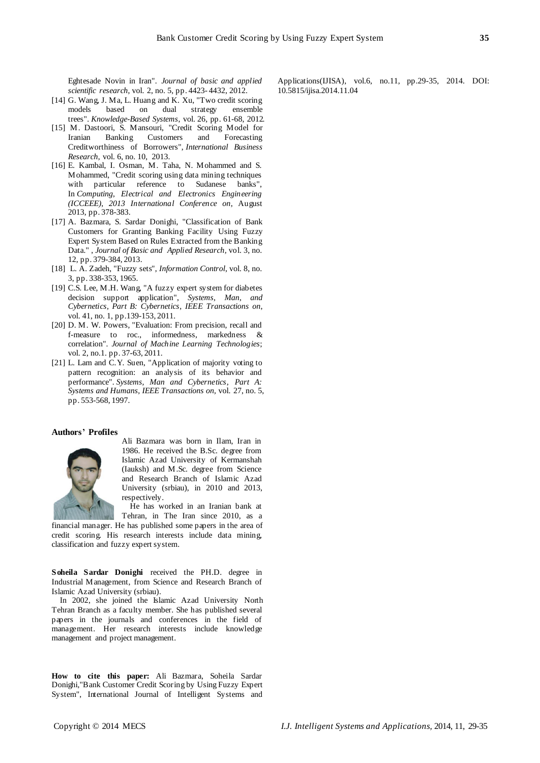Eghtesade Novin in Iran". *Journal of basic and applied scientific research*, vol. 2, no. 5, pp. 4423- 4432, 2012.

[14] G. Wang, J. Ma, L. Huang and K. Xu, "Two credit scoring models based on dual strategy ensemble trees". *Knowledge-Based Systems*, vol. 26, pp. 61-68, 2012.

[15] M. Dastoori, S. Mansouri, "Credit Scoring Model for Iranian Banking Customers and Forecasting Creditworthiness of Borrowers", *International Business Research*, vol. 6, no. 10, 2013.

[16] E. Kambal, I. Osman, M. Taha, N. Mohammed and S. Mohammed, "Credit scoring using data mining techniques with particular reference to Sudanese banks", In *Computing, Electrical and Electronics Engineering (ICCEEE), 2013 International Conference on*, August 2013, pp. 378-383.

[17] A. Bazmara, S. Sardar Donighi, "Classification of Bank Customers for Granting Banking Facility Using Fuzzy Expert System Based on Rules Extracted from the Banking Data." , *Journal of Basic and Applied Research*, vol. 3, no. 12, pp. 379-384, 2013.

[18] L. A. Zadeh, "Fuzzy sets", *Information Control*, vol. 8, no. 3, pp. 338-353, 1965.

[19] C.S. Lee, M.H. Wang, "A fuzzy expert system for diabetes decision support application", *Systems, Man, and Cybernetics, Part B: Cybernetics, IEEE Transactions on*, vol. 41, no. 1, pp.139-153, 2011.

[20] D. M. W. Powers, "Evaluation: From precision, recall and f-measure to roc., informedness, markedness & correlation". *Journal of Machine Learning Technologies*; vol. 2, no.1. pp. 37-63, 2011.

[21] L. Lam and C.Y. Suen, "Application of majority voting to pattern recognition: an analysis of its behavior and performance". *Systems, Man and Cybernetics, Part A: Systems and Humans, IEEE Transactions on*, vol. 27, no. 5, pp. 553-568, 1997.

## Authors' Profiles

Ali Bazmara was born in Ilam, Iran in 1986. He received the B.Sc. degree from Islamic Azad University of Kermanshah (Iauksh) and M.Sc. degree from Science and Research Branch of Islamic Azad University (srbiau), in 2010 and 2013, respectively.

He has worked in an Iranian bank at Tehran, in The Iran since 2010, as a financial manager. He has published some papers in the area of credit scoring. His research interests include data mining, classification and fuzzy expert system.

**Soheila Sardar Donighi** received the PH.D. degree in Industrial Management, from Science and Research Branch of Islamic Azad University (srbiau).

In 2002, she joined the Islamic Azad University North Tehran Branch as a faculty member. She has published several papers in the journals and conferences in the field of management. Her research interests include knowledge management and project management.

**How to cite this paper:** Ali Bazmara, Soheila Sardar Donighi,"Bank Customer Credit Scoring by Using Fuzzy Expert System", International Journal of Intelligent Systems and Applications(IJISA), vol.6, no.11, pp.29-35, 2014. DOI: 10.5815/ijisa.2014.11.04